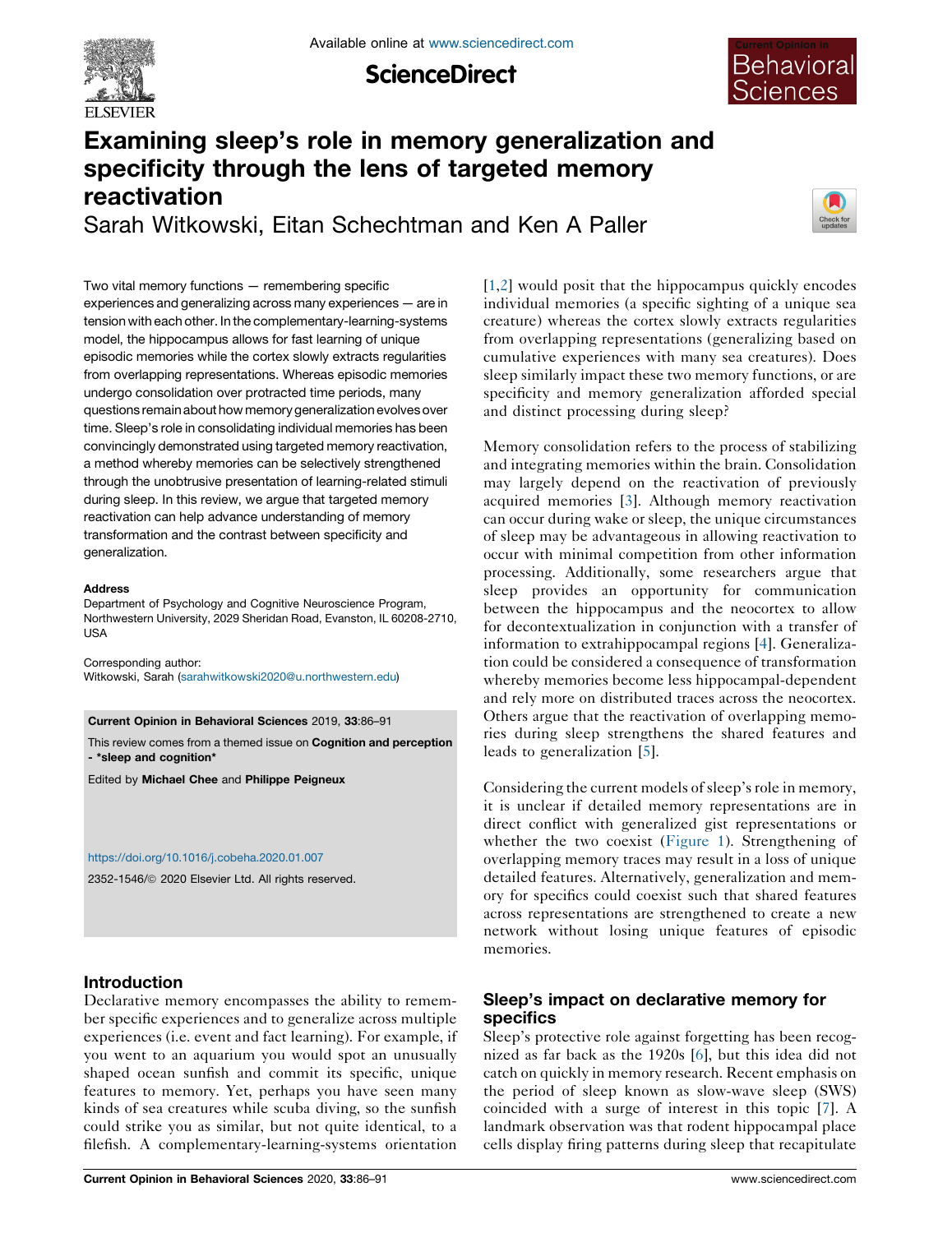# Examining sleep's role in memory generalization and specificity through the lens of targeted memory reactivation

Sarah Witkowski, Eitan Schechtman and Ken A Paller

Two vital memory functions — remembering specific experiences and generalizing across many experiences — are in tension with each other. In the complementary-learning-systems model, the hippocampus allows for fast learning of unique episodic memories while the cortex slowly extracts regularities from overlapping representations. Whereas episodic memories undergo consolidation over protracted time periods, many questions remain about how memory generalization evolves over time. Sleep's role in consolidating individual memories has been convincingly demonstrated using targeted memory reactivation, a method whereby memories can be selectively strengthened through the unobtrusive presentation of learning-related stimuli during sleep. In this review, we argue that targeted memory reactivation can help advance understanding of memory transformation and the contrast between specificity and generalization.

**Address**
Department of Psychology and Cognitive Neuroscience Program, Northwestern University, 2029 Sheridan Road, Evanston, IL 60208-2710, USA

Corresponding author:
Witkowski, Sarah (sarahwitkowski2020@u.northwestern.edu)

**Current Opinion in Behavioral Sciences** 2019, **33**:86–91

This review comes from a themed issue on **Cognition and perception - *sleep and cognition***

Edited by **Michael Chee** and **Philippe Peigneux**

https://doi.org/10.1016/j.cobeha.2020.01.007

2352-1546/© 2020 Elsevier Ltd. All rights reserved.

## Introduction

Declarative memory encompasses the ability to remember specific experiences and to generalize across multiple experiences (i.e. event and fact learning). For example, if you went to an aquarium you would spot an unusually shaped ocean sunfish and commit its specific, unique features to memory. Yet, perhaps you have seen many kinds of sea creatures while scuba diving, so the sunfish could strike you as similar, but not quite identical, to a filefish. A complementary-learning-systems orientation [1,2] would posit that the hippocampus quickly encodes individual memories (a specific sighting of a unique sea creature) whereas the cortex slowly extracts regularities from overlapping representations (generalizing based on cumulative experiences with many sea creatures). Does sleep similarly impact these two memory functions, or are specificity and memory generalization afforded special and distinct processing during sleep?

Memory consolidation refers to the process of stabilizing and integrating memories within the brain. Consolidation may largely depend on the reactivation of previously acquired memories [3]. Although memory reactivation can occur during wake or sleep, the unique circumstances of sleep may be advantageous in allowing reactivation to occur with minimal competition from other information processing. Additionally, some researchers argue that sleep provides an opportunity for communication between the hippocampus and the neocortex to allow for decontextualization in conjunction with a transfer of information to extrahippocampal regions [4]. Generalization could be considered a consequence of transformation whereby memories become less hippocampal-dependent and rely more on distributed traces across the neocortex. Others argue that the reactivation of overlapping memories during sleep strengthens the shared features and leads to generalization [5].

Considering the current models of sleep's role in memory, it is unclear if detailed memory representations are in direct conflict with generalized gist representations or whether the two coexist (Figure 1). Strengthening of overlapping memory traces may result in a loss of unique detailed features. Alternatively, generalization and memory for specifics could coexist such that shared features across representations are strengthened to create a new network without losing unique features of episodic memories.

## Sleep's impact on declarative memory for specifics

Sleep's protective role against forgetting has been recognized as far back as the 1920s [6], but this idea did not catch on quickly in memory research. Recent emphasis on the period of sleep known as slow-wave sleep (SWS) coincided with a surge of interest in this topic [7]. A landmark observation was that rodent hippocampal place cells display firing patterns during sleep that recapitulate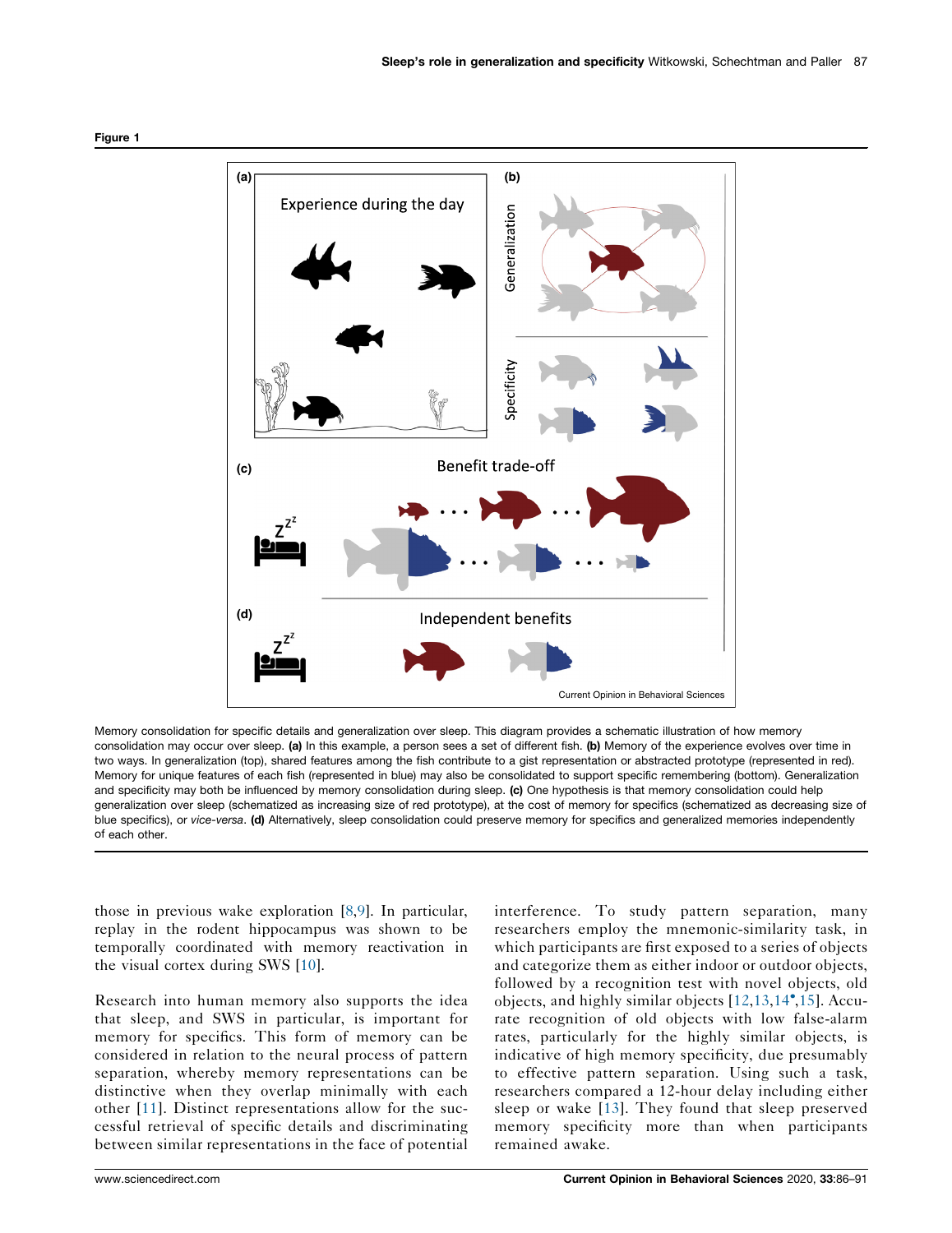Figure 1

Memory consolidation for specific details and generalization over sleep. This diagram provides a schematic illustration of how memory consolidation may occur over sleep. **(a)** In this example, a person sees a set of different fish. **(b)** Memory of the experience evolves over time in two ways. In generalization (top), shared features among the fish contribute to a gist representation or abstracted prototype (represented in red). Memory for unique features of each fish (represented in blue) may also be consolidated to support specific remembering (bottom). Generalization and specificity may both be influenced by memory consolidation during sleep. **(c)** One hypothesis is that memory consolidation could help generalization over sleep (schematized as increasing size of red prototype), at the cost of memory for specifics (schematized as decreasing size of blue specifics), or *vice-versa*. **(d)** Alternatively, sleep consolidation could preserve memory for specifics and generalized memories independently of each other.

those in previous wake exploration [8,9]. In particular, replay in the rodent hippocampus was shown to be temporally coordinated with memory reactivation in the visual cortex during SWS [10].

Research into human memory also supports the idea that sleep, and SWS in particular, is important for memory for specifics. This form of memory can be considered in relation to the neural process of pattern separation, whereby memory representations can be distinctive when they overlap minimally with each other [11]. Distinct representations allow for the successful retrieval of specific details and discriminating between similar representations in the face of potential interference. To study pattern separation, many researchers employ the mnemonic-similarity task, in which participants are first exposed to a series of objects and categorize them as either indoor or outdoor objects, followed by a recognition test with novel objects, old objects, and highly similar objects [12,13,14•,15]. Accurate recognition of old objects with low false-alarm rates, particularly for the highly similar objects, is indicative of high memory specificity, due presumably to effective pattern separation. Using such a task, researchers compared a 12-hour delay including either sleep or wake [13]. They found that sleep preserved memory specificity more than when participants remained awake.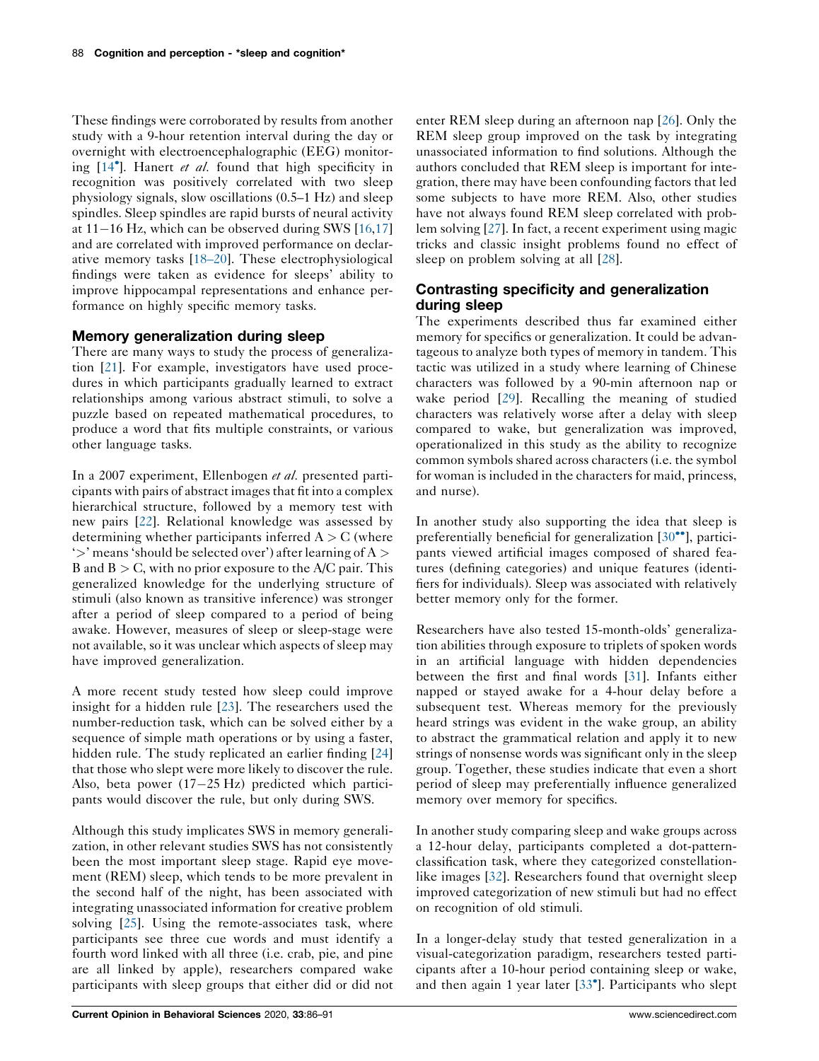These findings were corroborated by results from another study with a 9-hour retention interval during the day or overnight with electroencephalographic (EEG) monitoring [14•]. Hanert *et al.* found that high specificity in recognition was positively correlated with two sleep physiology signals, slow oscillations (0.5–1 Hz) and sleep spindles. Sleep spindles are rapid bursts of neural activity at 11−16 Hz, which can be observed during SWS [16,17] and are correlated with improved performance on declarative memory tasks [18–20]. These electrophysiological findings were taken as evidence for sleeps' ability to improve hippocampal representations and enhance performance on highly specific memory tasks.

## Memory generalization during sleep

There are many ways to study the process of generalization [21]. For example, investigators have used procedures in which participants gradually learned to extract relationships among various abstract stimuli, to solve a puzzle based on repeated mathematical procedures, to produce a word that fits multiple constraints, or various other language tasks.

In a 2007 experiment, Ellenbogen *et al.* presented participants with pairs of abstract images that fit into a complex hierarchical structure, followed by a memory test with new pairs [22]. Relational knowledge was assessed by determining whether participants inferred $A > C$ (where '>' means 'should be selected over') after learning of $A > B$ and $B > C$, with no prior exposure to the A/C pair. This generalized knowledge for the underlying structure of stimuli (also known as transitive inference) was stronger after a period of sleep compared to a period of being awake. However, measures of sleep or sleep-stage were not available, so it was unclear which aspects of sleep may have improved generalization.

A more recent study tested how sleep could improve insight for a hidden rule [23]. The researchers used the number-reduction task, which can be solved either by a sequence of simple math operations or by using a faster, hidden rule. The study replicated an earlier finding [24] that those who slept were more likely to discover the rule. Also, beta power (17−25 Hz) predicted which participants would discover the rule, but only during SWS.

Although this study implicates SWS in memory generalization, in other relevant studies SWS has not consistently been the most important sleep stage. Rapid eye movement (REM) sleep, which tends to be more prevalent in the second half of the night, has been associated with integrating unassociated information for creative problem solving [25]. Using the remote-associates task, where participants see three cue words and must identify a fourth word linked with all three (i.e. crab, pie, and pine are all linked by apple), researchers compared wake participants with sleep groups that either did or did not enter REM sleep during an afternoon nap [26]. Only the REM sleep group improved on the task by integrating unassociated information to find solutions. Although the authors concluded that REM sleep is important for integration, there may have been confounding factors that led some subjects to have more REM. Also, other studies have not always found REM sleep correlated with problem solving [27]. In fact, a recent experiment using magic tricks and classic insight problems found no effect of sleep on problem solving at all [28].

## Contrasting specificity and generalization during sleep

The experiments described thus far examined either memory for specifics or generalization. It could be advantageous to analyze both types of memory in tandem. This tactic was utilized in a study where learning of Chinese characters was followed by a 90-min afternoon nap or wake period [29]. Recalling the meaning of studied characters was relatively worse after a delay with sleep compared to wake, but generalization was improved, operationalized in this study as the ability to recognize common symbols shared across characters (i.e. the symbol for woman is included in the characters for maid, princess, and nurse).

In another study also supporting the idea that sleep is preferentially beneficial for generalization [30••], participants viewed artificial images composed of shared features (defining categories) and unique features (identifiers for individuals). Sleep was associated with relatively better memory only for the former.

Researchers have also tested 15-month-olds' generalization abilities through exposure to triplets of spoken words in an artificial language with hidden dependencies between the first and final words [31]. Infants either napped or stayed awake for a 4-hour delay before a subsequent test. Whereas memory for the previously heard strings was evident in the wake group, an ability to abstract the grammatical relation and apply it to new strings of nonsense words was significant only in the sleep group. Together, these studies indicate that even a short period of sleep may preferentially influence generalized memory over memory for specifics.

In another study comparing sleep and wake groups across a 12-hour delay, participants completed a dot-pattern-classification task, where they categorized constellation-like images [32]. Researchers found that overnight sleep improved categorization of new stimuli but had no effect on recognition of old stimuli.

In a longer-delay study that tested generalization in a visual-categorization paradigm, researchers tested participants after a 10-hour period containing sleep or wake, and then again 1 year later [33•]. Participants who slept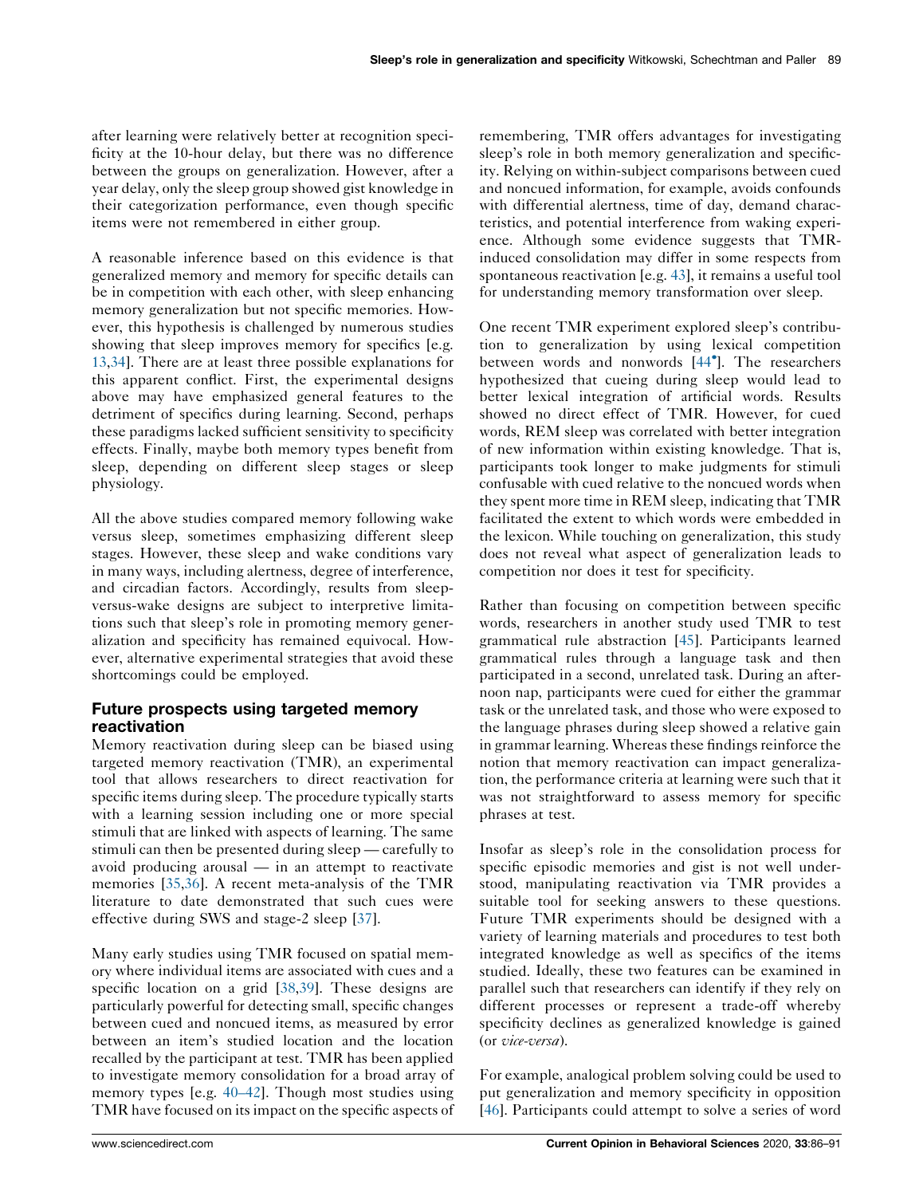after learning were relatively better at recognition specificity at the 10-hour delay, but there was no difference between the groups on generalization. However, after a year delay, only the sleep group showed gist knowledge in their categorization performance, even though specific items were not remembered in either group.

A reasonable inference based on this evidence is that generalized memory and memory for specific details can be in competition with each other, with sleep enhancing memory generalization but not specific memories. However, this hypothesis is challenged by numerous studies showing that sleep improves memory for specifics [e.g. 13,34]. There are at least three possible explanations for this apparent conflict. First, the experimental designs above may have emphasized general features to the detriment of specifics during learning. Second, perhaps these paradigms lacked sufficient sensitivity to specificity effects. Finally, maybe both memory types benefit from sleep, depending on different sleep stages or sleep physiology.

All the above studies compared memory following wake versus sleep, sometimes emphasizing different sleep stages. However, these sleep and wake conditions vary in many ways, including alertness, degree of interference, and circadian factors. Accordingly, results from sleep-versus-wake designs are subject to interpretive limitations such that sleep's role in promoting memory generalization and specificity has remained equivocal. However, alternative experimental strategies that avoid these shortcomings could be employed.

## Future prospects using targeted memory reactivation

Memory reactivation during sleep can be biased using targeted memory reactivation (TMR), an experimental tool that allows researchers to direct reactivation for specific items during sleep. The procedure typically starts with a learning session including one or more special stimuli that are linked with aspects of learning. The same stimuli can then be presented during sleep — carefully to avoid producing arousal — in an attempt to reactivate memories [35,36]. A recent meta-analysis of the TMR literature to date demonstrated that such cues were effective during SWS and stage-2 sleep [37].

Many early studies using TMR focused on spatial memory where individual items are associated with cues and a specific location on a grid [38,39]. These designs are particularly powerful for detecting small, specific changes between cued and noncued items, as measured by error between an item's studied location and the location recalled by the participant at test. TMR has been applied to investigate memory consolidation for a broad array of memory types [e.g. 40–42]. Though most studies using TMR have focused on its impact on the specific aspects of remembering, TMR offers advantages for investigating sleep's role in both memory generalization and specificity. Relying on within-subject comparisons between cued and noncued information, for example, avoids confounds with differential alertness, time of day, demand characteristics, and potential interference from waking experience. Although some evidence suggests that TMR-induced consolidation may differ in some respects from spontaneous reactivation [e.g. 43], it remains a useful tool for understanding memory transformation over sleep.

One recent TMR experiment explored sleep's contribution to generalization by using lexical competition between words and nonwords [44*]. The researchers hypothesized that cueing during sleep would lead to better lexical integration of artificial words. Results showed no direct effect of TMR. However, for cued words, REM sleep was correlated with better integration of new information within existing knowledge. That is, participants took longer to make judgments for stimuli confusable with cued relative to the noncued words when they spent more time in REM sleep, indicating that TMR facilitated the extent to which words were embedded in the lexicon. While touching on generalization, this study does not reveal what aspect of generalization leads to competition nor does it test for specificity.

Rather than focusing on competition between specific words, researchers in another study used TMR to test grammatical rule abstraction [45]. Participants learned grammatical rules through a language task and then participated in a second, unrelated task. During an afternoon nap, participants were cued for either the grammar task or the unrelated task, and those who were exposed to the language phrases during sleep showed a relative gain in grammar learning. Whereas these findings reinforce the notion that memory reactivation can impact generalization, the performance criteria at learning were such that it was not straightforward to assess memory for specific phrases at test.

Insofar as sleep's role in the consolidation process for specific episodic memories and gist is not well understood, manipulating reactivation via TMR provides a suitable tool for seeking answers to these questions. Future TMR experiments should be designed with a variety of learning materials and procedures to test both integrated knowledge as well as specifics of the items studied. Ideally, these two features can be examined in parallel such that researchers can identify if they rely on different processes or represent a trade-off whereby specificity declines as generalized knowledge is gained (or *vice-versa*).

For example, analogical problem solving could be used to put generalization and memory specificity in opposition [46]. Participants could attempt to solve a series of word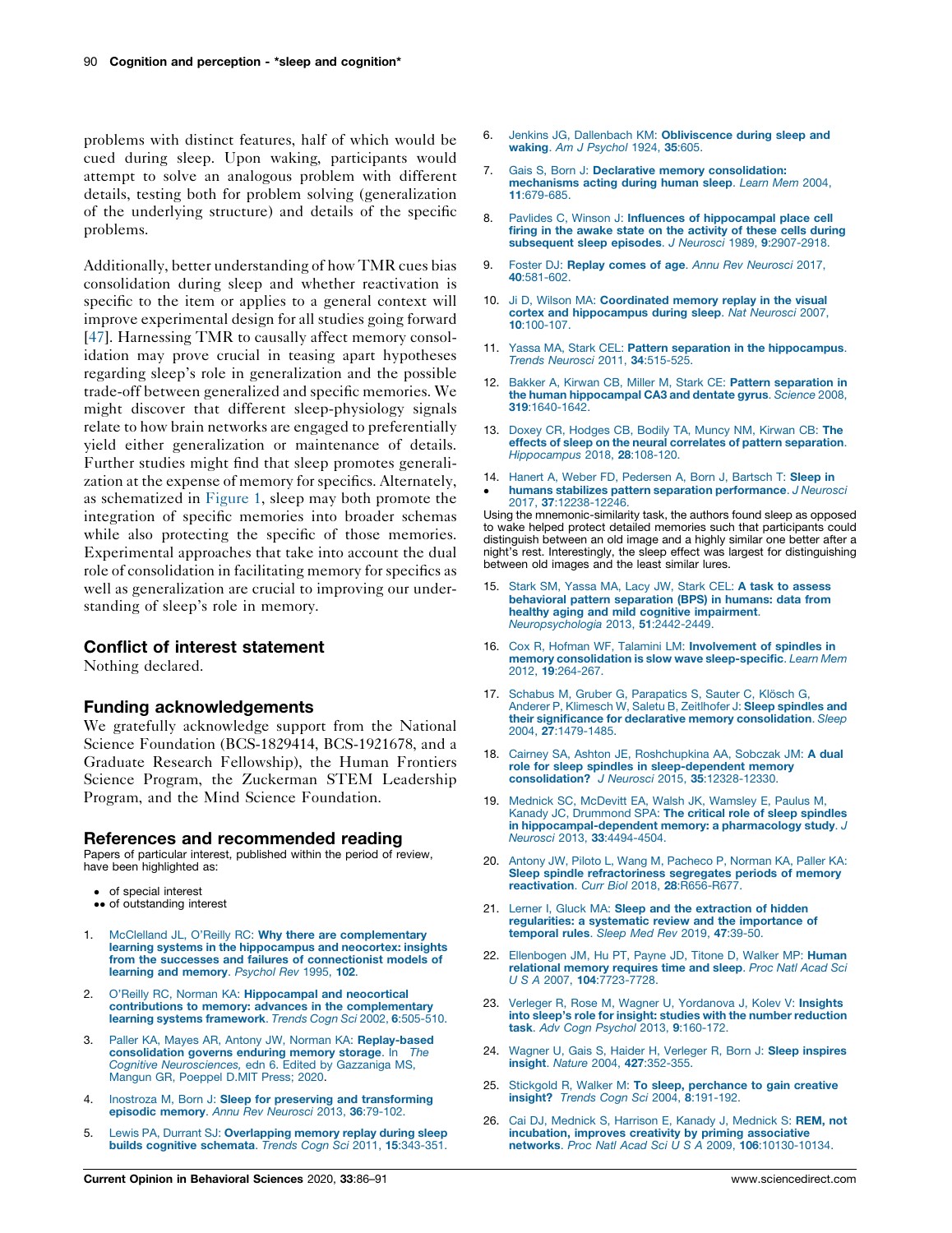problems with distinct features, half of which would be cued during sleep. Upon waking, participants would attempt to solve an analogous problem with different details, testing both for problem solving (generalization of the underlying structure) and details of the specific problems.

Additionally, better understanding of how TMR cues bias consolidation during sleep and whether reactivation is specific to the item or applies to a general context will improve experimental design for all studies going forward [47]. Harnessing TMR to causally affect memory consolidation may prove crucial in teasing apart hypotheses regarding sleep's role in generalization and the possible trade-off between generalized and specific memories. We might discover that different sleep-physiology signals relate to how brain networks are engaged to preferentially yield either generalization or maintenance of details. Further studies might find that sleep promotes generalization at the expense of memory for specifics. Alternately, as schematized in Figure 1, sleep may both promote the integration of specific memories into broader schemas while also protecting the specific of those memories. Experimental approaches that take into account the dual role of consolidation in facilitating memory for specifics as well as generalization are crucial to improving our understanding of sleep's role in memory.

## Conflict of interest statement

Nothing declared.

## Funding acknowledgements

We gratefully acknowledge support from the National Science Foundation (BCS-1829414, BCS-1921678, and a Graduate Research Fellowship), the Human Frontiers Science Program, the Zuckerman STEM Leadership Program, and the Mind Science Foundation.

## References and recommended reading

Papers of particular interest, published within the period of review, have been highlighted as:

- • of special interest
- •• of outstanding interest

1. McClelland JL, O'Reilly RC: **Why there are complementary learning systems in the hippocampus and neocortex: insights from the successes and failures of connectionist models of learning and memory**. *Psychol Rev* 1995, **102**.
2. O'Reilly RC, Norman KA: **Hippocampal and neocortical contributions to memory: advances in the complementary learning systems framework**. *Trends Cogn Sci* 2002, **6**:505-510.
3. Paller KA, Mayes AR, Antony JW, Norman KA: **Replay-based consolidation governs enduring memory storage**. In *The Cognitive Neurosciences*, edn 6. Edited by Gazzaniga MS, Mangun GR, Poeppel D.MIT Press; 2020.
4. Inostroza M, Born J: **Sleep for preserving and transforming episodic memory**. *Annu Rev Neurosci* 2013, **36**:79-102.
5. Lewis PA, Durrant SJ: **Overlapping memory replay during sleep builds cognitive schemata**. *Trends Cogn Sci* 2011, **15**:343-351.
6. Jenkins JG, Dallenbach KM: **Obliviscence during sleep and waking**. *Am J Psychol* 1924, **35**:605.
7. Gais S, Born J: **Declarative memory consolidation: mechanisms acting during human sleep**. *Learn Mem* 2004, **11**:679-685.
8. Pavlides C, Winson J: **Influences of hippocampal place cell firing in the awake state on the activity of these cells during subsequent sleep episodes**. *J Neurosci* 1989, **9**:2907-2918.
9. Foster DJ: **Replay comes of age**. *Annu Rev Neurosci* 2017, **40**:581-602.
10. Ji D, Wilson MA: **Coordinated memory replay in the visual cortex and hippocampus during sleep**. *Nat Neurosci* 2007, **10**:100-107.
11. Yassa MA, Stark CEL: **Pattern separation in the hippocampus**. *Trends Neurosci* 2011, **34**:515-525.
12. Bakker A, Kirwan CB, Miller M, Stark CE: **Pattern separation in the human hippocampal CA3 and dentate gyrus**. *Science* 2008, **319**:1640-1642.
13. Doxey CR, Hodges CB, Bodily TA, Muncy NM, Kirwan CB: **The effects of sleep on the neural correlates of pattern separation**. *Hippocampus* 2018, **28**:108-120.
14. • Hanert A, Weber FD, Pedersen A, Born J, Bartsch T: **Sleep in humans stabilizes pattern separation performance**. *J Neurosci* 2017, **37**:12238-12246.

Using the mnemonic-similarity task, the authors found sleep as opposed to wake helped protect detailed memories such that participants could distinguish between an old image and a highly similar one better after a night's rest. Interestingly, the sleep effect was largest for distinguishing between old images and the least similar lures.

15. Stark SM, Yassa MA, Lacy JW, Stark CEL: **A task to assess behavioral pattern separation (BPS) in humans: data from healthy aging and mild cognitive impairment**. *Neuropsychologia* 2013, **51**:2442-2449.
16. Cox R, Hofman WF, Talamini LM: **Involvement of spindles in memory consolidation is slow wave sleep-specific**. *Learn Mem* 2012, **19**:264-267.
17. Schabus M, Gruber G, Parapatics S, Sauter C, Klösch G, Anderer P, Klimesch W, Saletu B, Zeitlhofer J: **Sleep spindles and their significance for declarative memory consolidation**. *Sleep* 2004, **27**:1479-1485.
18. Cairney SA, Ashton JE, Roshchupkina AA, Sobczak JM: **A dual role for sleep spindles in sleep-dependent memory consolidation?** *J Neurosci* 2015, **35**:12328-12330.
19. Mednick SC, McDevitt EA, Walsh JK, Wamsley E, Paulus M, Kanady JC, Drummond SPA: **The critical role of sleep spindles in hippocampal-dependent memory: a pharmacology study**. *J Neurosci* 2013, **33**:4494-4504.
20. Antony JW, Piloto L, Wang M, Pacheco P, Norman KA, Paller KA: **Sleep spindle refractoriness segregates periods of memory reactivation**. *Curr Biol* 2018, **28**:R656-R677.
21. Lerner I, Gluck MA: **Sleep and the extraction of hidden regularities: a systematic review and the importance of temporal rules**. *Sleep Med Rev* 2019, **47**:39-50.
22. Ellenbogen JM, Hu PT, Payne JD, Titone D, Walker MP: **Human relational memory requires time and sleep**. *Proc Natl Acad Sci U S A* 2007, **104**:7723-7728.
23. Verleger R, Rose M, Wagner U, Yordanova J, Kolev V: **Insights into sleep's role for insight: studies with the number reduction task**. *Adv Cogn Psychol* 2013, **9**:160-172.
24. Wagner U, Gais S, Haider H, Verleger R, Born J: **Sleep inspires insight**. *Nature* 2004, **427**:352-355.
25. Stickgold R, Walker M: **To sleep, perchance to gain creative insight?** *Trends Cogn Sci* 2004, **8**:191-192.
26. Cai DJ, Mednick S, Harrison E, Kanady J, Mednick S: **REM, not incubation, improves creativity by priming associative networks**. *Proc Natl Acad Sci U S A* 2009, **106**:10130-10134.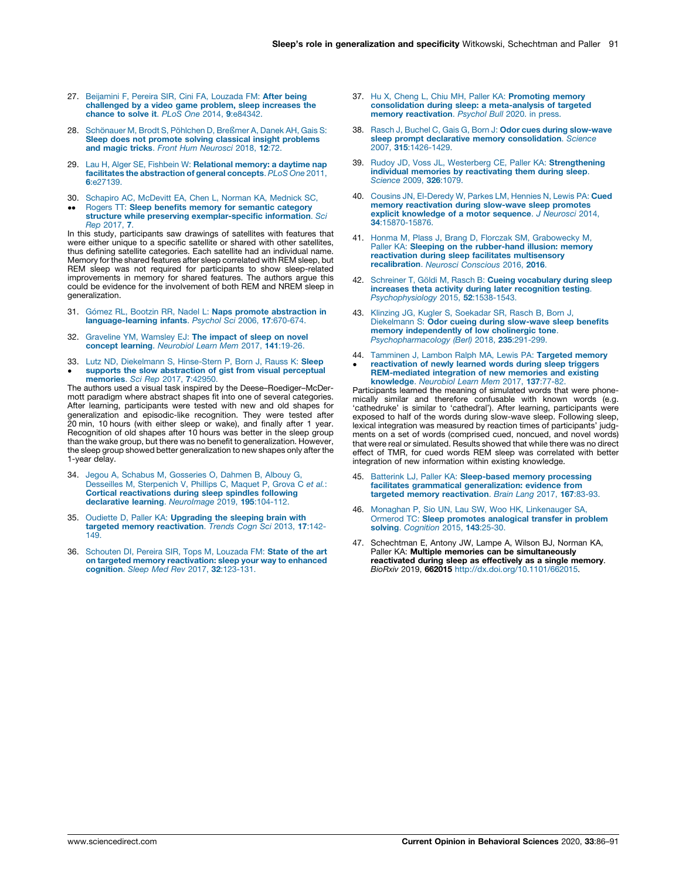27. Beijamini F, Pereira SIR, Cini FA, Louzada FM: **After being challenged by a video game problem, sleep increases the chance to solve it**. *PLoS One* 2014, **9**:e84342.

28. Schönauer M, Brodt S, Pöhlchen D, Breßmer A, Danek AH, Gais S: **Sleep does not promote solving classical insight problems and magic tricks**. *Front Hum Neurosci* 2018, **12**:72.

29. Lau H, Alger SE, Fishbein W: **Relational memory: a daytime nap facilitates the abstraction of general concepts**. *PLoS One* 2011, **6**:e27139.

30. •• Schapiro AC, McDevitt EA, Chen L, Norman KA, Mednick SC, Rogers TT: **Sleep benefits memory for semantic category structure while preserving exemplar-specific information**. *Sci Rep* 2017, **7**.

In this study, participants saw drawings of satellites with features that were either unique to a specific satellite or shared with other satellites, thus defining satellite categories. Each satellite had an individual name. Memory for the shared features after sleep correlated with REM sleep, but REM sleep was not required for participants to show sleep-related improvements in memory for shared features. The authors argue this could be evidence for the involvement of both REM and NREM sleep in generalization.

31. Gómez RL, Bootzin RR, Nadel L: **Naps promote abstraction in language-learning infants**. *Psychol Sci* 2006, **17**:670-674.

32. Graveline YM, Wamsley EJ: **The impact of sleep on novel concept learning**. *Neurobiol Learn Mem* 2017, **141**:19-26.

33. • Lutz ND, Diekelmann S, Hinse-Stern P, Born J, Rauss K: **Sleep supports the slow abstraction of gist from visual perceptual memories**. *Sci Rep* 2017, **7**:42950.

The authors used a visual task inspired by the Deese–Roediger–McDermott paradigm where abstract shapes fit into one of several categories. After learning, participants were tested with new and old shapes for generalization and episodic-like recognition. They were tested after 20 min, 10 hours (with either sleep or wake), and finally after 1 year. Recognition of old shapes after 10 hours was better in the sleep group than the wake group, but there was no benefit to generalization. However, the sleep group showed better generalization to new shapes only after the 1-year delay.

34. Jegou A, Schabus M, Gosseries O, Dahmen B, Albouy G, Desseilles M, Sterpenich V, Phillips C, Maquet P, Grova C *et al.*: **Cortical reactivations during sleep spindles following declarative learning**. *NeuroImage* 2019, **195**:104-112.

35. Oudiette D, Paller KA: **Upgrading the sleeping brain with targeted memory reactivation**. *Trends Cogn Sci* 2013, **17**:142-149.

36. Schouten DI, Pereira SIR, Tops M, Louzada FM: **State of the art on targeted memory reactivation: sleep your way to enhanced cognition**. *Sleep Med Rev* 2017, **32**:123-131.

37. Hu X, Cheng L, Chiu MH, Paller KA: **Promoting memory consolidation during sleep: a meta-analysis of targeted memory reactivation**. *Psychol Bull* 2020. in press.

38. Rasch J, Buchel C, Gais G, Born J: **Odor cues during slow-wave sleep prompt declarative memory consolidation**. *Science* 2007, **315**:1426-1429.

39. Rudoy JD, Voss JL, Westerberg CE, Paller KA: **Strengthening individual memories by reactivating them during sleep**. *Science* 2009, **326**:1079.

40. Cousins JN, El-Deredy W, Parkes LM, Hennies N, Lewis PA: **Cued memory reactivation during slow-wave sleep promotes explicit knowledge of a motor sequence**. *J Neurosci* 2014, **34**:15870-15876.

41. Honma M, Plass J, Brang D, Florczak SM, Grabowecky M, Paller KA: **Sleeping on the rubber-hand illusion: memory reactivation during sleep facilitates multisensory recalibration**. *Neurosci Conscious* 2016, **2016**.

42. Schreiner T, Göldi M, Rasch B: **Cueing vocabulary during sleep increases theta activity during later recognition testing**. *Psychophysiology* 2015, **52**:1538-1543.

43. Klinzing JG, Kugler S, Soekadar SR, Rasch B, Born J, Diekelmann S: **Odor cueing during slow-wave sleep benefits memory independently of low cholinergic tone**. *Psychopharmacology (Berl)* 2018, **235**:291-299.

44. • Tamminen J, Lambon Ralph MA, Lewis PA: **Targeted memory reactivation of newly learned words during sleep triggers REM-mediated integration of new memories and existing knowledge**. *Neurobiol Learn Mem* 2017, **137**:77-82.

Participants learned the meaning of simulated words that were phonemically similar and therefore confusable with known words (e.g. 'cathedruke' is similar to 'cathedral'). After learning, participants were exposed to half of the words during slow-wave sleep. Following sleep, lexical integration was measured by reaction times of participants' judgments on a set of words (comprised cued, noncued, and novel words) that were real or simulated. Results showed that while there was no direct effect of TMR, for cued words REM sleep was correlated with better integration of new information within existing knowledge.

45. Batterink LJ, Paller KA: **Sleep-based memory processing facilitates grammatical generalization: evidence from targeted memory reactivation**. *Brain Lang* 2017, **167**:83-93.

46. Monaghan P, Sio UN, Lau SW, Woo HK, Linkenauger SA, Ormerod TC: **Sleep promotes analogical transfer in problem solving**. *Cognition* 2015, **143**:25-30.

47. Schechtman E, Antony JW, Lampe A, Wilson BJ, Norman KA, Paller KA: **Multiple memories can be simultaneously reactivated during sleep as effectively as a single memory**. *BioRxiv* 2019, **662015** http://dx.doi.org/10.1101/662015.